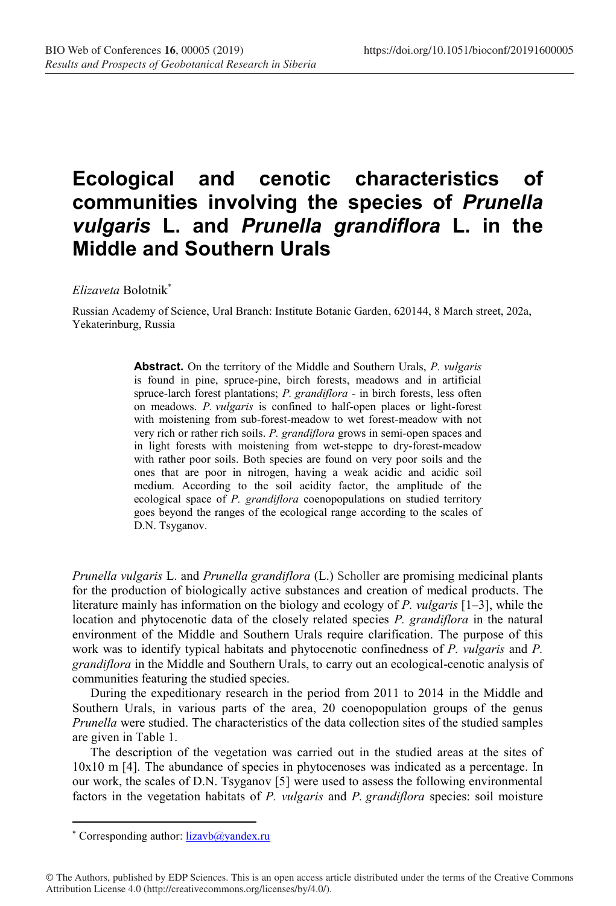# Ecological and cenotic characteristics of communities involving the species of *Prunella vulgaris* L. and *Prunella grandiflora* L. in the Middle and Southern Urals

*Elizaveta* Bolotnik[*]

Russian Academy of Science, Ural Branch: Institute Botanic Garden, 620144, 8 March street, 202a, Yekaterinburg, Russia

**Abstract.** On the territory of the Middle and Southern Urals, *P. vulgaris* is found in pine, spruce-pine, birch forests, meadows and in artificial spruce-larch forest plantations; *P. grandiflora* - in birch forests, less often on meadows. *P. vulgaris* is confined to half-open places or light-forest with moistening from sub-forest-meadow to wet forest-meadow with not very rich or rather rich soils. *P. grandiflora* grows in semi-open spaces and in light forests with moistening from wet-steppe to dry-forest-meadow with rather poor soils. Both species are found on very poor soils and the ones that are poor in nitrogen, having a weak acidic and acidic soil medium. According to the soil acidity factor, the amplitude of the ecological space of *P. grandiflora* coenopopulations on studied territory goes beyond the ranges of the ecological range according to the scales of D.N. Tsyganov.

*Prunella vulgaris* L. and *Prunella grandiflora* (L.) Scholler are promising medicinal plants for the production of biologically active substances and creation of medical products. The literature mainly has information on the biology and ecology of *P. vulgaris* [1–3], while the location and phytocenotic data of the closely related species *P. grandiflora* in the natural environment of the Middle and Southern Urals require clarification. The purpose of this work was to identify typical habitats and phytocenotic confinedness of *P. vulgaris* and *P. grandiflora* in the Middle and Southern Urals, to carry out an ecological-cenotic analysis of communities featuring the studied species.

During the expeditionary research in the period from 2011 to 2014 in the Middle and Southern Urals, in various parts of the area, 20 coenopopulation groups of the genus *Prunella* were studied. The characteristics of the data collection sites of the studied samples are given in Table 1.

The description of the vegetation was carried out in the studied areas at the sites of 10x10 m [4]. The abundance of species in phytocenoses was indicated as a percentage. In our work, the scales of D.N. Tsyganov [5] were used to assess the following environmental factors in the vegetation habitats of *P. vulgaris* and *P. grandiflora* species: soil moisture

[*] Corresponding author: lizavb@yandex.ru

© The Authors, published by EDP Sciences. This is an open access article distributed under the terms of the Creative Commons Attribution License 4.0 (http://creativecommons.org/licenses/by/4.0/).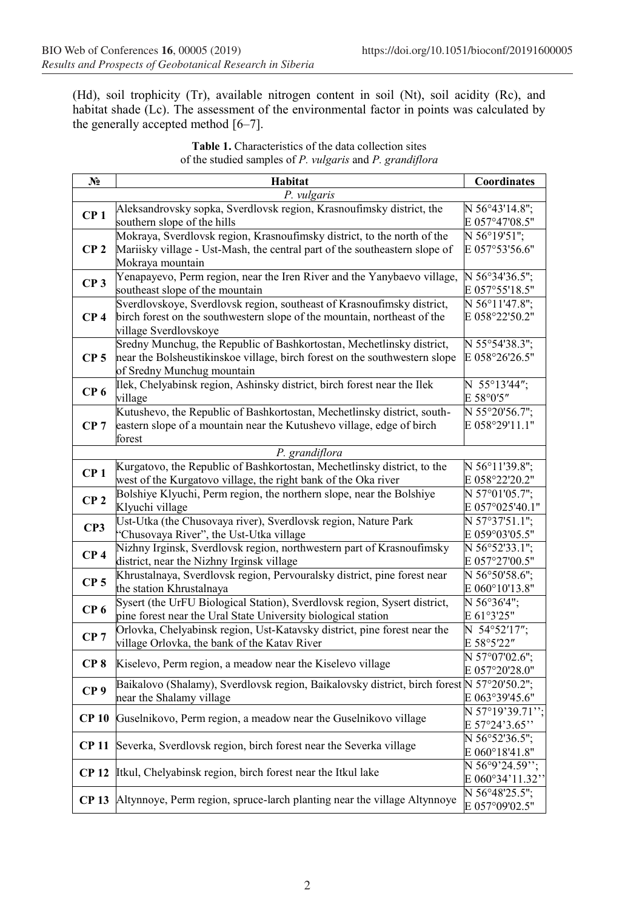(Hd), soil trophicity (Tr), available nitrogen content in soil (Nt), soil acidity (Rc), and habitat shade (Lc). The assessment of the environmental factor in points was calculated by the generally accepted method [6–7].

**Table 1.** Characteristics of the data collection sites of the studied samples of *P. vulgaris* and *P. grandiflora*

| № | Habitat | Coordinates |
|---|---|---|
| | *P. vulgaris* | |
| **CP 1** | Aleksandrovsky sopka, Sverdlovsk region, Krasnoufimsky district, the southern slope of the hills | N 56°43'14.8"; E 057°47'08.5" |
| **CP 2** | Mokraya, Sverdlovsk region, Krasnoufimsky district, to the north of the Mariisky village - Ust-Mash, the central part of the southeastern slope of Mokraya mountain | N 56°19'51"; E 057°53'56.6" |
| **CP 3** | Yenapayevo, Perm region, near the Iren River and the Yanybaevo village, southeast slope of the mountain | N 56°34'36.5"; E 057°55'18.5" |
| **CP 4** | Sverdlovskoye, Sverdlovsk region, southeast of Krasnoufimsky district, birch forest on the southwestern slope of the mountain, northeast of the village Sverdlovskoye | N 56°11'47.8"; E 058°22'50.2" |
| **CP 5** | Sredny Munchug, the Republic of Bashkortostan, Mechetlinsky district, near the Bolsheustikinskoe village, birch forest on the southwestern slope of Sredny Munchug mountain | N 55°54'38.3"; E 058°26'26.5" |
| **CP 6** | Ilek, Chelyabinsk region, Ashinsky district, birch forest near the Ilek village | N 55°13′44″; E 58°0′5″ |
| **CP 7** | Kutushevo, the Republic of Bashkortostan, Mechetlinsky district, south-eastern slope of a mountain near the Kutushevo village, edge of birch forest | N 55°20'56.7"; E 058°29'11.1" |
| | *P. grandiflora* | |
| **CP 1** | Kurgatovo, the Republic of Bashkortostan, Mechetlinsky district, to the west of the Kurgatovo village, the right bank of the Oka river | N 56°11'39.8"; E 058°22'20.2" |
| **CP 2** | Bolshiye Klyuchi, Perm region, the northern slope, near the Bolshiye Klyuchi village | N 57°01'05.7"; E 057°025'40.1" |
| **CP3** | Ust-Utka (the Chusovaya river), Sverdlovsk region, Nature Park "Chusovaya River", the Ust-Utka village | N 57°37'51.1"; E 059°03'05.5" |
| **CP 4** | Nizhny Irginsk, Sverdlovsk region, northwestern part of Krasnoufimsky district, near the Nizhny Irginsk village | N 56°52'33.1"; E 057°27'00.5" |
| **CP 5** | Khrustalnaya, Sverdlovsk region, Pervouralsky district, pine forest near the station Khrustalnaya | N 56°50'58.6"; E 060°10'13.8" |
| **CP 6** | Sysert (the UrFU Biological Station), Sverdlovsk region, Sysert district, pine forest near the Ural State University biological station | N 56°36'4"; E 61°3'25" |
| **CP 7** | Orlovka, Chelyabinsk region, Ust-Katavsky district, pine forest near the village Orlovka, the bank of the Katav River | N 54°52′17″; E 58°5′22″ |
| **CP 8** | Kiselevo, Perm region, a meadow near the Kiselevo village | N 57°07'02.6"; E 057°20'28.0" |
| **CP 9** | Baikalovo (Shalamy), Sverdlovsk region, Baikalovsky district, birch forest near the Shalamy village | N 57°20'50.2"; E 063°39'45.6" |
| **CP 10** | Guselnikovo, Perm region, a meadow near the Guselnikovo village | N 57°19'39.71''; E 57°24'3.65'' |
| **CP 11** | Severka, Sverdlovsk region, birch forest near the Severka village | N 56°52'36.5"; E 060°18'41.8" |
| **CP 12** | Itkul, Chelyabinsk region, birch forest near the Itkul lake | N 56°9'24.59''; E 060°34'11.32'' |
| **CP 13** | Altynnoye, Perm region, spruce-larch planting near the village Altynnoye | N 56°48'25.5"; E 057°09'02.5" |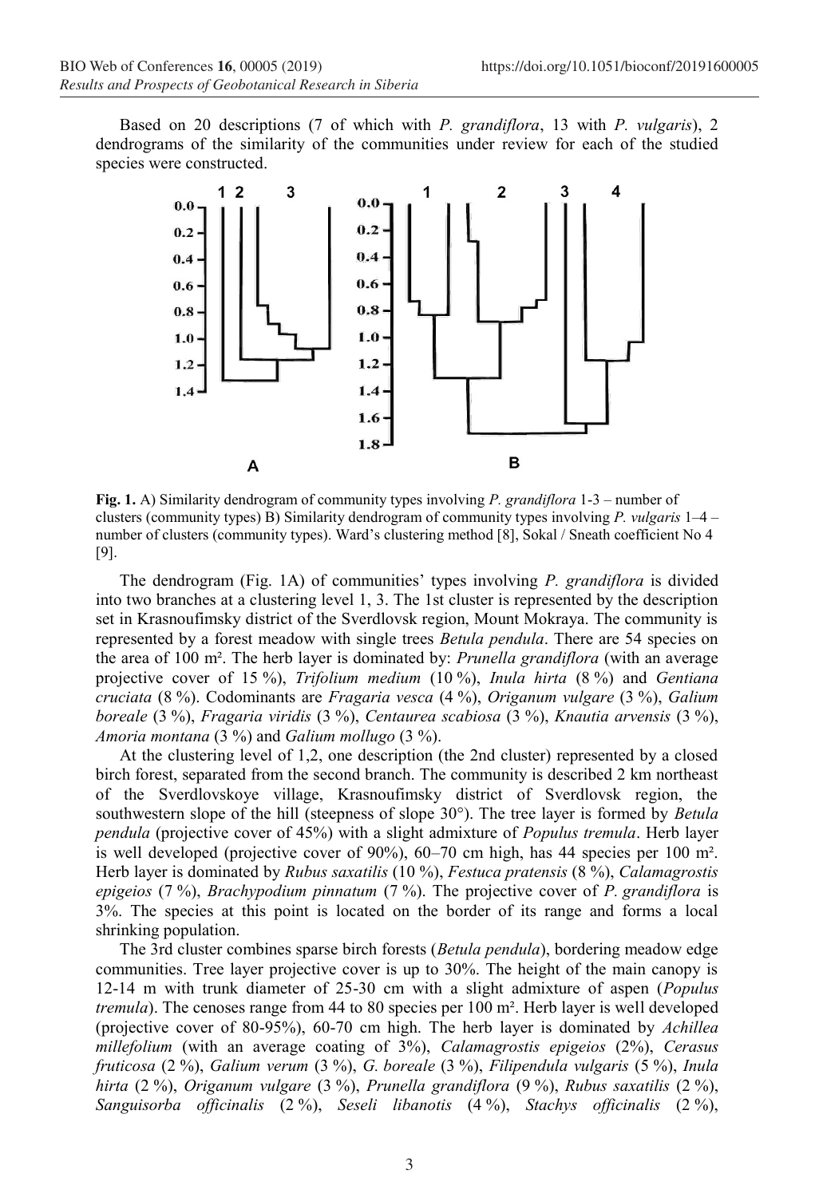Based on 20 descriptions (7 of which with *P. grandiflora*, 13 with *P. vulgaris*), 2 dendrograms of the similarity of the communities under review for each of the studied species were constructed.

**Fig. 1.** A) Similarity dendrogram of community types involving *P. grandiflora* 1-3 – number of clusters (community types) B) Similarity dendrogram of community types involving *P. vulgaris* 1–4 – number of clusters (community types). Ward's clustering method [8], Sokal / Sneath coefficient No 4 [9].

The dendrogram (Fig. 1A) of communities' types involving *P. grandiflora* is divided into two branches at a clustering level 1, 3. The 1st cluster is represented by the description set in Krasnoufimsky district of the Sverdlovsk region, Mount Mokraya. The community is represented by a forest meadow with single trees *Betula pendula*. There are 54 species on the area of 100 m². The herb layer is dominated by: *Prunella grandiflora* (with an average projective cover of 15 %), *Trifolium medium* (10 %), *Inula hirta* (8 %) and *Gentiana cruciata* (8 %). Codominants are *Fragaria vesca* (4 %), *Origanum vulgare* (3 %), *Galium boreale* (3 %), *Fragaria viridis* (3 %), *Centaurea scabiosa* (3 %), *Knautia arvensis* (3 %), *Amoria montana* (3 %) and *Galium mollugo* (3 %).

At the clustering level of 1,2, one description (the 2nd cluster) represented by a closed birch forest, separated from the second branch. The community is described 2 km northeast of the Sverdlovskoye village, Krasnoufimsky district of Sverdlovsk region, the southwestern slope of the hill (steepness of slope 30°). The tree layer is formed by *Betula pendula* (projective cover of 45%) with a slight admixture of *Populus tremula*. Herb layer is well developed (projective cover of 90%), 60–70 cm high, has 44 species per 100 m². Herb layer is dominated by *Rubus saxatilis* (10 %), *Festuca pratensis* (8 %), *Calamagrostis epigeios* (7 %), *Brachypodium pinnatum* (7 %). The projective cover of *P. grandiflora* is 3%. The species at this point is located on the border of its range and forms a local shrinking population.

The 3rd cluster combines sparse birch forests (*Betula pendula*), bordering meadow edge communities. Tree layer projective cover is up to 30%. The height of the main canopy is 12-14 m with trunk diameter of 25-30 cm with a slight admixture of aspen (*Populus tremula*). The cenoses range from 44 to 80 species per 100 m². Herb layer is well developed (projective cover of 80-95%), 60-70 cm high. The herb layer is dominated by *Achillea millefolium* (with an average coating of 3%), *Calamagrostis epigeios* (2%), *Cerasus fruticosa* (2 %), *Galium verum* (3 %), *G. boreale* (3 %), *Filipendula vulgaris* (5 %), *Inula hirta* (2 %), *Origanum vulgare* (3 %), *Prunella grandiflora* (9 %), *Rubus saxatilis* (2 %), *Sanguisorba officinalis* (2 %), *Seseli libanotis* (4 %), *Stachys officinalis* (2 %),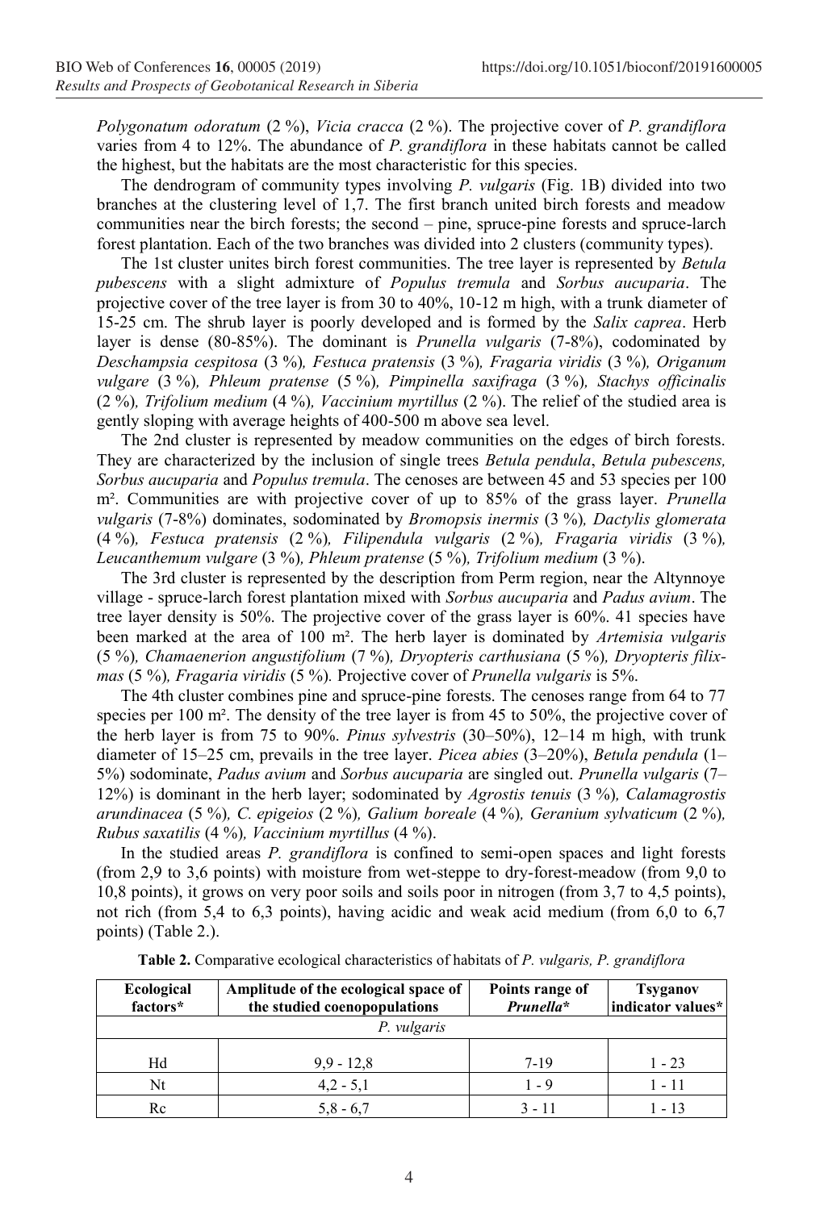*Polygonatum odoratum* (2 %), *Vicia cracca* (2 %). The projective cover of *P. grandiflora* varies from 4 to 12%. The abundance of *P. grandiflora* in these habitats cannot be called the highest, but the habitats are the most characteristic for this species.

The dendrogram of community types involving *P. vulgaris* (Fig. 1B) divided into two branches at the clustering level of 1,7. The first branch united birch forests and meadow communities near the birch forests; the second – pine, spruce-pine forests and spruce-larch forest plantation. Each of the two branches was divided into 2 clusters (community types).

The 1st cluster unites birch forest communities. The tree layer is represented by *Betula pubescens* with a slight admixture of *Populus tremula* and *Sorbus aucuparia*. The projective cover of the tree layer is from 30 to 40%, 10-12 m high, with a trunk diameter of 15-25 cm. The shrub layer is poorly developed and is formed by the *Salix caprea*. Herb layer is dense (80-85%). The dominant is *Prunella vulgaris* (7-8%), codominated by *Deschampsia cespitosa* (3 %)*, Festuca pratensis* (3 %)*, Fragaria viridis* (3 %)*, Origanum vulgare* (3 %)*, Phleum pratense* (5 %)*, Pimpinella saxifraga* (3 %)*, Stachys officinalis* (2 %)*, Trifolium medium* (4 %)*, Vaccinium myrtillus* (2 %). The relief of the studied area is gently sloping with average heights of 400-500 m above sea level.

The 2nd cluster is represented by meadow communities on the edges of birch forests. They are characterized by the inclusion of single trees *Betula pendula*, *Betula pubescens, Sorbus aucuparia* and *Populus tremula*. The cenoses are between 45 and 53 species per 100 m². Communities are with projective cover of up to 85% of the grass layer. *Prunella vulgaris* (7-8%) dominates, sodominated by *Bromopsis inermis* (3 %)*, Dactylis glomerata* (4 %)*, Festuca pratensis* (2 %)*, Filipendula vulgaris* (2 %)*, Fragaria viridis* (3 %)*, Leucanthemum vulgare* (3 %)*, Phleum pratense* (5 %)*, Trifolium medium* (3 %).

The 3rd cluster is represented by the description from Perm region, near the Altynnoye village - spruce-larch forest plantation mixed with *Sorbus aucuparia* and *Padus avium*. The tree layer density is 50%. The projective cover of the grass layer is 60%. 41 species have been marked at the area of 100 m². The herb layer is dominated by *Artemisia vulgaris* (5 %)*, Chamaenerion angustifolium* (7 %)*, Dryopteris carthusiana* (5 %)*, Dryopteris filix-mas* (5 %)*, Fragaria viridis* (5 %)*.* Projective cover of *Prunella vulgaris* is 5%.

The 4th cluster combines pine and spruce-pine forests. The cenoses range from 64 to 77 species per 100 m². The density of the tree layer is from 45 to 50%, the projective cover of the herb layer is from 75 to 90%. *Pinus sylvestris* (30–50%), 12–14 m high, with trunk diameter of 15–25 cm, prevails in the tree layer. *Picea abies* (3–20%), *Betula pendula* (1–5%) sodominate, *Padus avium* and *Sorbus aucuparia* are singled out. *Prunella vulgaris* (7–12%) is dominant in the herb layer; sodominated by *Agrostis tenuis* (3 %)*, Calamagrostis arundinacea* (5 %)*, C. epigeios* (2 %)*, Galium boreale* (4 %)*, Geranium sylvaticum* (2 %)*, Rubus saxatilis* (4 %)*, Vaccinium myrtillus* (4 %).

In the studied areas *P. grandiflora* is confined to semi-open spaces and light forests (from 2,9 to 3,6 points) with moisture from wet-steppe to dry-forest-meadow (from 9,0 to 10,8 points), it grows on very poor soils and soils poor in nitrogen (from 3,7 to 4,5 points), not rich (from 5,4 to 6,3 points), having acidic and weak acid medium (from 6,0 to 6,7 points) (Table 2.).

**Table 2.** Comparative ecological characteristics of habitats of *P. vulgaris, P. grandiflora*

| Ecological factors* | Amplitude of the ecological space of the studied coenopopulations | Points range of *Prunella** | Tsyganov indicator values* |
|---|---|---|---|
| | *P. vulgaris* | | |
| Hd | 9,9 - 12,8 | 7-19 | 1 - 23 |
| Nt | 4,2 - 5,1 | 1 - 9 | 1 - 11 |
| Rc | 5,8 - 6,7 | 3 - 11 | 1 - 13 |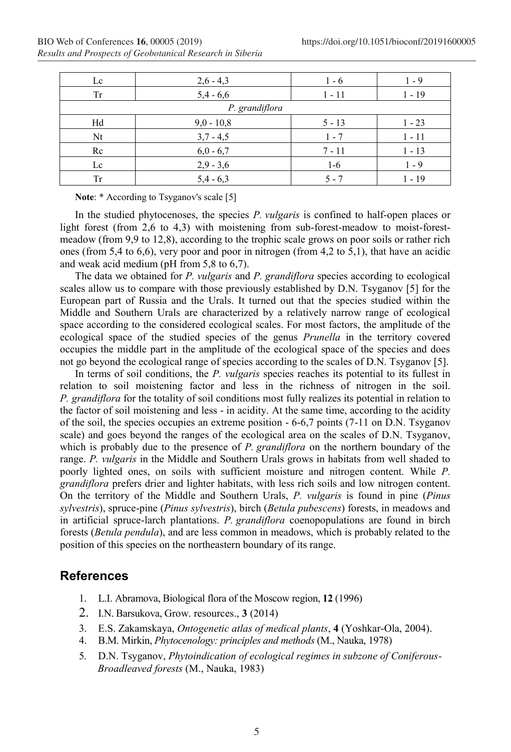| Lc | 2,6 - 4,3 | 1 - 6 | 1 - 9 |
|---|---|---|---|
| Tr | 5,4 - 6,6 | 1 - 11 | 1 - 19 |
| *P. grandiflora* | | | |
| Hd | 9,0 - 10,8 | 5 - 13 | 1 - 23 |
| Nt | 3,7 - 4,5 | 1 - 7 | 1 - 11 |
| Rc | 6,0 - 6,7 | 7 - 11 | 1 - 13 |
| Lc | 2,9 - 3,6 | 1-6 | 1 - 9 |
| Tr | 5,4 - 6,3 | 5 - 7 | 1 - 19 |

**Note**: * According to Tsyganov's scale [5]

In the studied phytocenoses, the species *P. vulgaris* is confined to half-open places or light forest (from 2,6 to 4,3) with moistening from sub-forest-meadow to moist-forest-meadow (from 9,9 to 12,8), according to the trophic scale grows on poor soils or rather rich ones (from 5,4 to 6,6), very poor and poor in nitrogen (from 4,2 to 5,1), that have an acidic and weak acid medium (pH from 5,8 to 6,7).

The data we obtained for *P. vulgaris* and *P. grandiflora* species according to ecological scales allow us to compare with those previously established by D.N. Tsyganov [5] for the European part of Russia and the Urals. It turned out that the species studied within the Middle and Southern Urals are characterized by a relatively narrow range of ecological space according to the considered ecological scales. For most factors, the amplitude of the ecological space of the studied species of the genus *Prunella* in the territory covered occupies the middle part in the amplitude of the ecological space of the species and does not go beyond the ecological range of species according to the scales of D.N. Tsyganov [5].

In terms of soil conditions, the *P. vulgaris* species reaches its potential to its fullest in relation to soil moistening factor and less in the richness of nitrogen in the soil. *P. grandiflora* for the totality of soil conditions most fully realizes its potential in relation to the factor of soil moistening and less - in acidity. At the same time, according to the acidity of the soil, the species occupies an extreme position - 6-6,7 points (7-11 on D.N. Tsyganov scale) and goes beyond the ranges of the ecological area on the scales of D.N. Tsyganov, which is probably due to the presence of *P. grandiflora* on the northern boundary of the range. *P. vulgaris* in the Middle and Southern Urals grows in habitats from well shaded to poorly lighted ones, on soils with sufficient moisture and nitrogen content. While *P. grandiflora* prefers drier and lighter habitats, with less rich soils and low nitrogen content. On the territory of the Middle and Southern Urals, *P. vulgaris* is found in pine (*Pinus sylvestris*), spruce-pine (*Pinus sylvestris*), birch (*Betula pubescens*) forests, in meadows and in artificial spruce-larch plantations. *P. grandiflora* coenopopulations are found in birch forests (*Betula pendula*), and are less common in meadows, which is probably related to the position of this species on the northeastern boundary of its range.

## References

1. L.I. Abramova, Biological flora of the Moscow region, **12** (1996)
2. I.N. Barsukova, Grow. resources., **3** (2014)
3. E.S. Zakamskaya, *Ontogenetic atlas of medical plants*, **4** (Yoshkar-Ola, 2004).
4. B.M. Mirkin, *Phytocenology: principles and methods* (M., Nauka, 1978)
5. D.N. Tsyganov, *Phytoindication of ecological regimes in subzone of Coniferous-Broadleaved forests* (M., Nauka, 1983)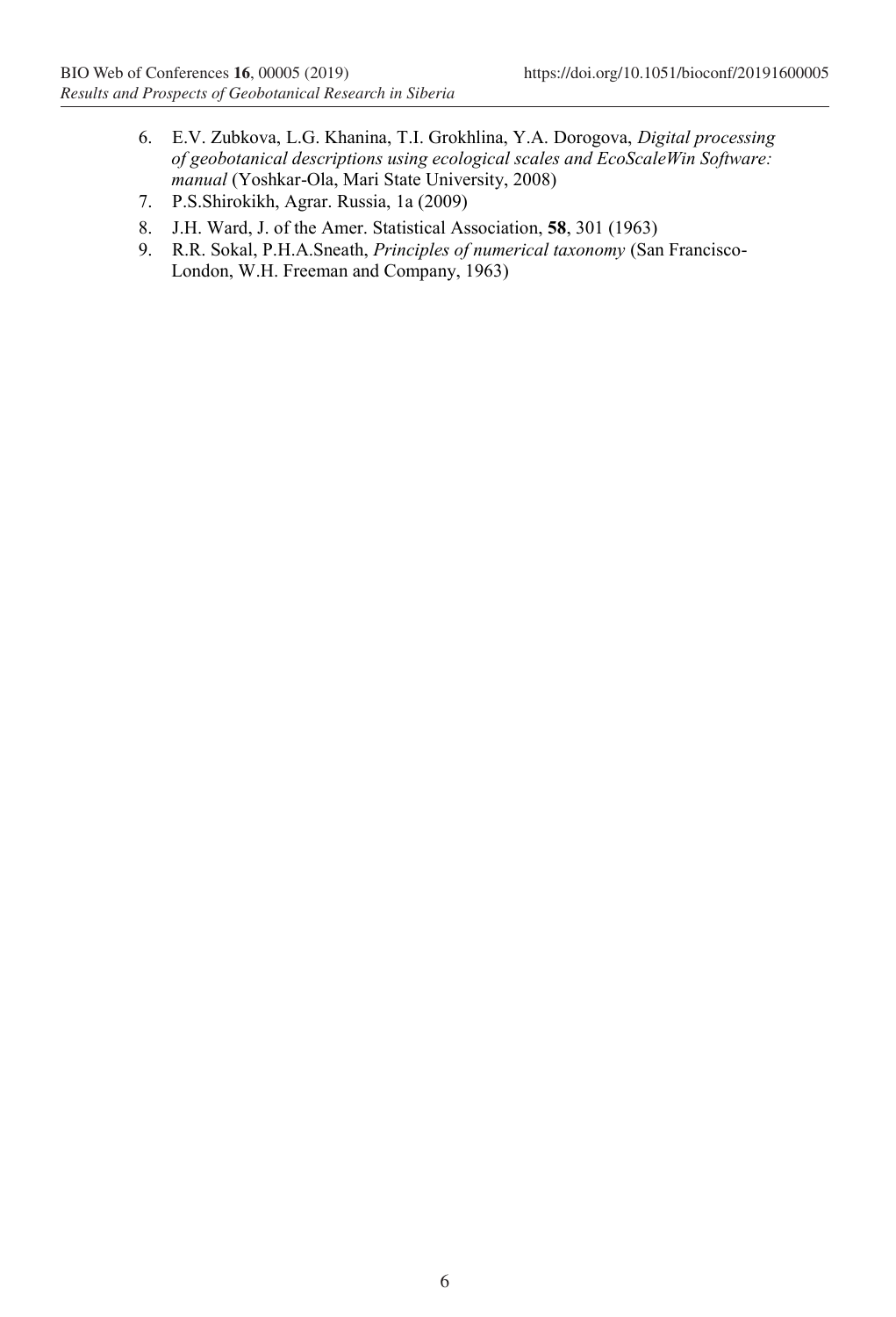6. E.V. Zubkova, L.G. Khanina, T.I. Grokhlina, Y.A. Dorogova, *Digital processing of geobotanical descriptions using ecological scales and EcoScaleWin Software: manual* (Yoshkar-Ola, Mari State University, 2008)
7. P.S.Shirokikh, Agrar. Russia, 1a (2009)
8. J.H. Ward, J. of the Amer. Statistical Association, **58**, 301 (1963)
9. R.R. Sokal, P.H.A.Sneath, *Principles of numerical taxonomy* (San Francisco-London, W.H. Freeman and Company, 1963)